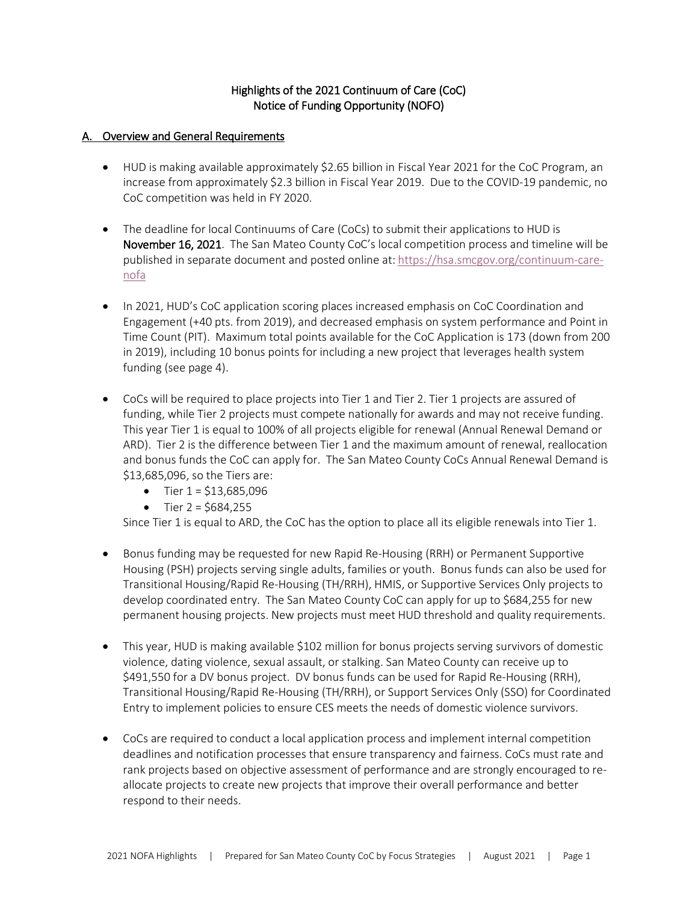# Highlights of the 2021 Continuum of Care (CoC) Notice of Funding Opportunity (NOFO)

## A. Overview and General Requirements

- HUD is making available approximately $2.65 billion in Fiscal Year 2021 for the CoC Program, an increase from approximately $2.3 billion in Fiscal Year 2019. Due to the COVID-19 pandemic, no CoC competition was held in FY 2020.

- The deadline for local Continuums of Care (CoCs) to submit their applications to HUD is **November 16, 2021**. The San Mateo County CoC's local competition process and timeline will be published in separate document and posted online at: https://hsa.smcgov.org/continuum-care-nofa

- In 2021, HUD's CoC application scoring places increased emphasis on CoC Coordination and Engagement (+40 pts. from 2019), and decreased emphasis on system performance and Point in Time Count (PIT). Maximum total points available for the CoC Application is 173 (down from 200 in 2019), including 10 bonus points for including a new project that leverages health system funding (see page 4).

- CoCs will be required to place projects into Tier 1 and Tier 2. Tier 1 projects are assured of funding, while Tier 2 projects must compete nationally for awards and may not receive funding. This year Tier 1 is equal to 100% of all projects eligible for renewal (Annual Renewal Demand or ARD). Tier 2 is the difference between Tier 1 and the maximum amount of renewal, reallocation and bonus funds the CoC can apply for. The San Mateo County CoCs Annual Renewal Demand is $13,685,096, so the Tiers are:
  - Tier 1 = $13,685,096
  - Tier 2 = $684,255

  Since Tier 1 is equal to ARD, the CoC has the option to place all its eligible renewals into Tier 1.

- Bonus funding may be requested for new Rapid Re-Housing (RRH) or Permanent Supportive Housing (PSH) projects serving single adults, families or youth. Bonus funds can also be used for Transitional Housing/Rapid Re-Housing (TH/RRH), HMIS, or Supportive Services Only projects to develop coordinated entry. The San Mateo County CoC can apply for up to $684,255 for new permanent housing projects. New projects must meet HUD threshold and quality requirements.

- This year, HUD is making available $102 million for bonus projects serving survivors of domestic violence, dating violence, sexual assault, or stalking. San Mateo County can receive up to $491,550 for a DV bonus project. DV bonus funds can be used for Rapid Re-Housing (RRH), Transitional Housing/Rapid Re-Housing (TH/RRH), or Support Services Only (SSO) for Coordinated Entry to implement policies to ensure CES meets the needs of domestic violence survivors.

- CoCs are required to conduct a local application process and implement internal competition deadlines and notification processes that ensure transparency and fairness. CoCs must rate and rank projects based on objective assessment of performance and are strongly encouraged to re-allocate projects to create new projects that improve their overall performance and better respond to their needs.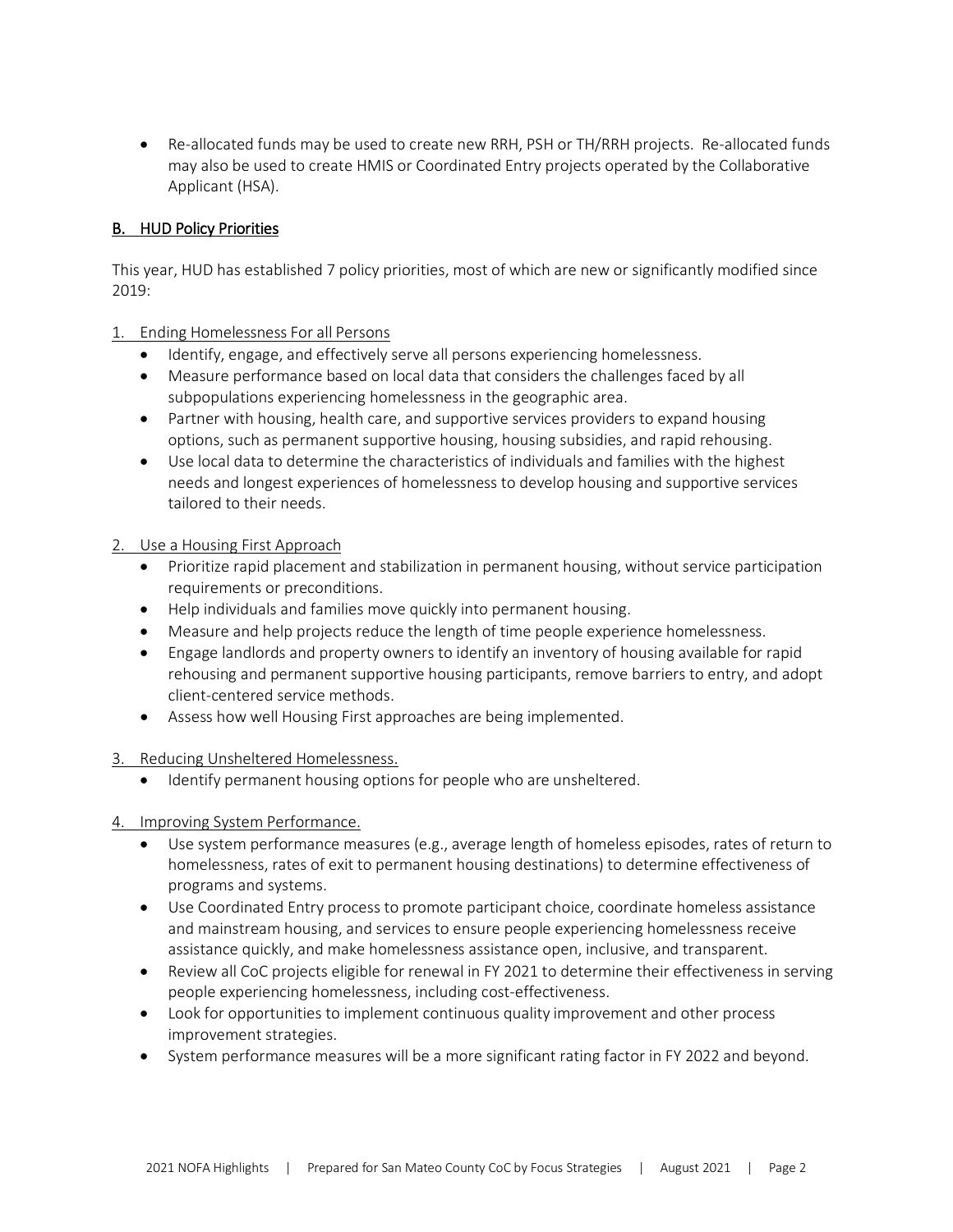- Re-allocated funds may be used to create new RRH, PSH or TH/RRH projects. Re-allocated funds may also be used to create HMIS or Coordinated Entry projects operated by the Collaborative Applicant (HSA).

## B. HUD Policy Priorities

This year, HUD has established 7 policy priorities, most of which are new or significantly modified since 2019:

1. Ending Homelessness For all Persons
   - Identify, engage, and effectively serve all persons experiencing homelessness.
   - Measure performance based on local data that considers the challenges faced by all subpopulations experiencing homelessness in the geographic area.
   - Partner with housing, health care, and supportive services providers to expand housing options, such as permanent supportive housing, housing subsidies, and rapid rehousing.
   - Use local data to determine the characteristics of individuals and families with the highest needs and longest experiences of homelessness to develop housing and supportive services tailored to their needs.

2. Use a Housing First Approach
   - Prioritize rapid placement and stabilization in permanent housing, without service participation requirements or preconditions.
   - Help individuals and families move quickly into permanent housing.
   - Measure and help projects reduce the length of time people experience homelessness.
   - Engage landlords and property owners to identify an inventory of housing available for rapid rehousing and permanent supportive housing participants, remove barriers to entry, and adopt client-centered service methods.
   - Assess how well Housing First approaches are being implemented.

3. Reducing Unsheltered Homelessness.
   - Identify permanent housing options for people who are unsheltered.

4. Improving System Performance.
   - Use system performance measures (e.g., average length of homeless episodes, rates of return to homelessness, rates of exit to permanent housing destinations) to determine effectiveness of programs and systems.
   - Use Coordinated Entry process to promote participant choice, coordinate homeless assistance and mainstream housing, and services to ensure people experiencing homelessness receive assistance quickly, and make homelessness assistance open, inclusive, and transparent.
   - Review all CoC projects eligible for renewal in FY 2021 to determine their effectiveness in serving people experiencing homelessness, including cost-effectiveness.
   - Look for opportunities to implement continuous quality improvement and other process improvement strategies.
   - System performance measures will be a more significant rating factor in FY 2022 and beyond.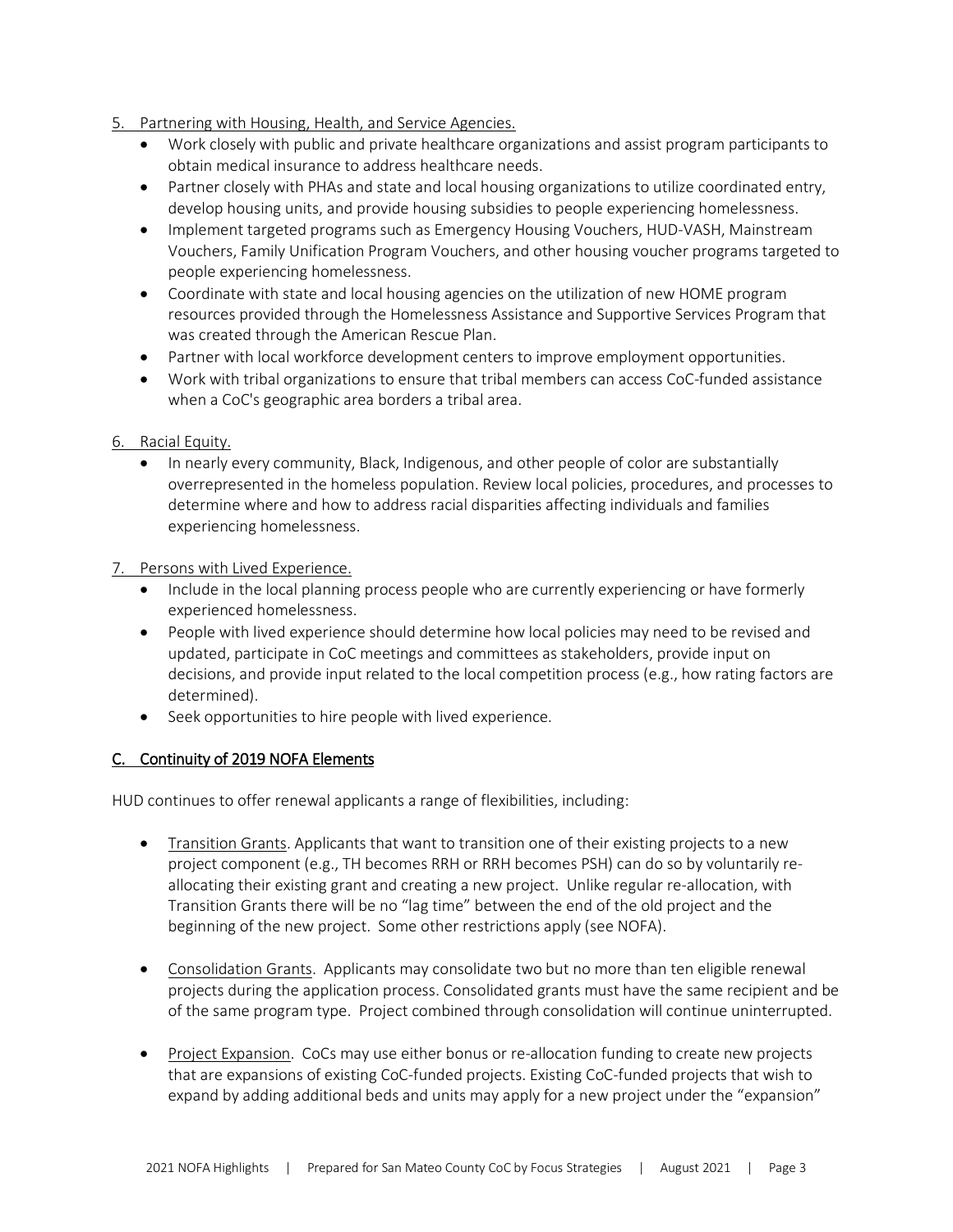5. Partnering with Housing, Health, and Service Agencies.
   - Work closely with public and private healthcare organizations and assist program participants to obtain medical insurance to address healthcare needs.
   - Partner closely with PHAs and state and local housing organizations to utilize coordinated entry, develop housing units, and provide housing subsidies to people experiencing homelessness.
   - Implement targeted programs such as Emergency Housing Vouchers, HUD-VASH, Mainstream Vouchers, Family Unification Program Vouchers, and other housing voucher programs targeted to people experiencing homelessness.
   - Coordinate with state and local housing agencies on the utilization of new HOME program resources provided through the Homelessness Assistance and Supportive Services Program that was created through the American Rescue Plan.
   - Partner with local workforce development centers to improve employment opportunities.
   - Work with tribal organizations to ensure that tribal members can access CoC-funded assistance when a CoC's geographic area borders a tribal area.

6. Racial Equity.
   - In nearly every community, Black, Indigenous, and other people of color are substantially overrepresented in the homeless population. Review local policies, procedures, and processes to determine where and how to address racial disparities affecting individuals and families experiencing homelessness.

7. Persons with Lived Experience.
   - Include in the local planning process people who are currently experiencing or have formerly experienced homelessness.
   - People with lived experience should determine how local policies may need to be revised and updated, participate in CoC meetings and committees as stakeholders, provide input on decisions, and provide input related to the local competition process (e.g., how rating factors are determined).
   - Seek opportunities to hire people with lived experience.

## C. Continuity of 2019 NOFA Elements

HUD continues to offer renewal applicants a range of flexibilities, including:

- Transition Grants. Applicants that want to transition one of their existing projects to a new project component (e.g., TH becomes RRH or RRH becomes PSH) can do so by voluntarily re-allocating their existing grant and creating a new project. Unlike regular re-allocation, with Transition Grants there will be no "lag time" between the end of the old project and the beginning of the new project. Some other restrictions apply (see NOFA).

- Consolidation Grants. Applicants may consolidate two but no more than ten eligible renewal projects during the application process. Consolidated grants must have the same recipient and be of the same program type. Project combined through consolidation will continue uninterrupted.

- Project Expansion. CoCs may use either bonus or re-allocation funding to create new projects that are expansions of existing CoC-funded projects. Existing CoC-funded projects that wish to expand by adding additional beds and units may apply for a new project under the "expansion"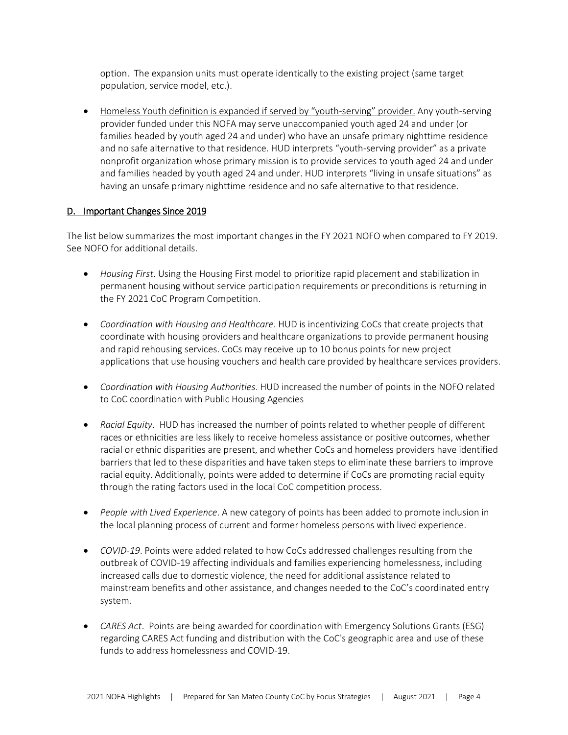option. The expansion units must operate identically to the existing project (same target population, service model, etc.).

- Homeless Youth definition is expanded if served by "youth-serving" provider. Any youth-serving provider funded under this NOFA may serve unaccompanied youth aged 24 and under (or families headed by youth aged 24 and under) who have an unsafe primary nighttime residence and no safe alternative to that residence. HUD interprets "youth-serving provider" as a private nonprofit organization whose primary mission is to provide services to youth aged 24 and under and families headed by youth aged 24 and under. HUD interprets "living in unsafe situations" as having an unsafe primary nighttime residence and no safe alternative to that residence.

## D. Important Changes Since 2019

The list below summarizes the most important changes in the FY 2021 NOFO when compared to FY 2019. See NOFO for additional details.

- *Housing First*. Using the Housing First model to prioritize rapid placement and stabilization in permanent housing without service participation requirements or preconditions is returning in the FY 2021 CoC Program Competition.

- *Coordination with Housing and Healthcare*. HUD is incentivizing CoCs that create projects that coordinate with housing providers and healthcare organizations to provide permanent housing and rapid rehousing services. CoCs may receive up to 10 bonus points for new project applications that use housing vouchers and health care provided by healthcare services providers.

- *Coordination with Housing Authorities*. HUD increased the number of points in the NOFO related to CoC coordination with Public Housing Agencies

- *Racial Equity*. HUD has increased the number of points related to whether people of different races or ethnicities are less likely to receive homeless assistance or positive outcomes, whether racial or ethnic disparities are present, and whether CoCs and homeless providers have identified barriers that led to these disparities and have taken steps to eliminate these barriers to improve racial equity. Additionally, points were added to determine if CoCs are promoting racial equity through the rating factors used in the local CoC competition process.

- *People with Lived Experience*. A new category of points has been added to promote inclusion in the local planning process of current and former homeless persons with lived experience.

- *COVID-19*. Points were added related to how CoCs addressed challenges resulting from the outbreak of COVID-19 affecting individuals and families experiencing homelessness, including increased calls due to domestic violence, the need for additional assistance related to mainstream benefits and other assistance, and changes needed to the CoC's coordinated entry system.

- *CARES Act*. Points are being awarded for coordination with Emergency Solutions Grants (ESG) regarding CARES Act funding and distribution with the CoC's geographic area and use of these funds to address homelessness and COVID-19.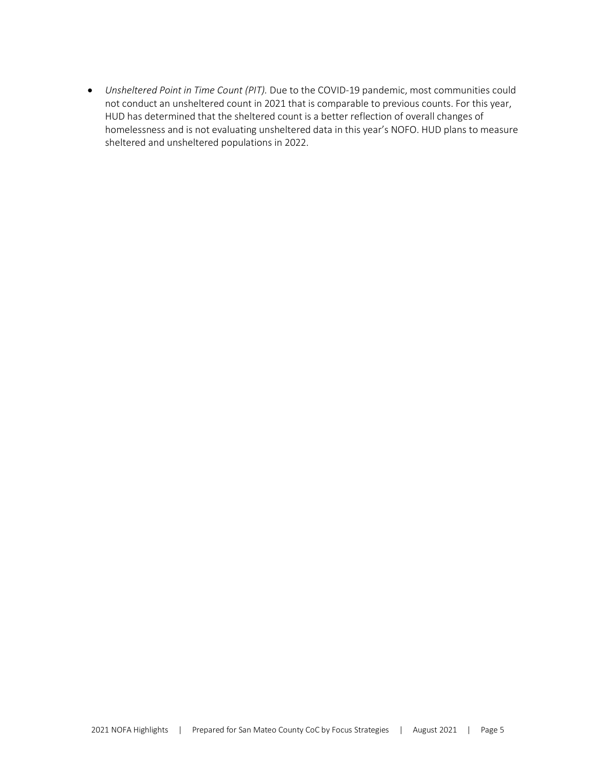- *Unsheltered Point in Time Count (PIT).* Due to the COVID-19 pandemic, most communities could not conduct an unsheltered count in 2021 that is comparable to previous counts. For this year, HUD has determined that the sheltered count is a better reflection of overall changes of homelessness and is not evaluating unsheltered data in this year's NOFO. HUD plans to measure sheltered and unsheltered populations in 2022.